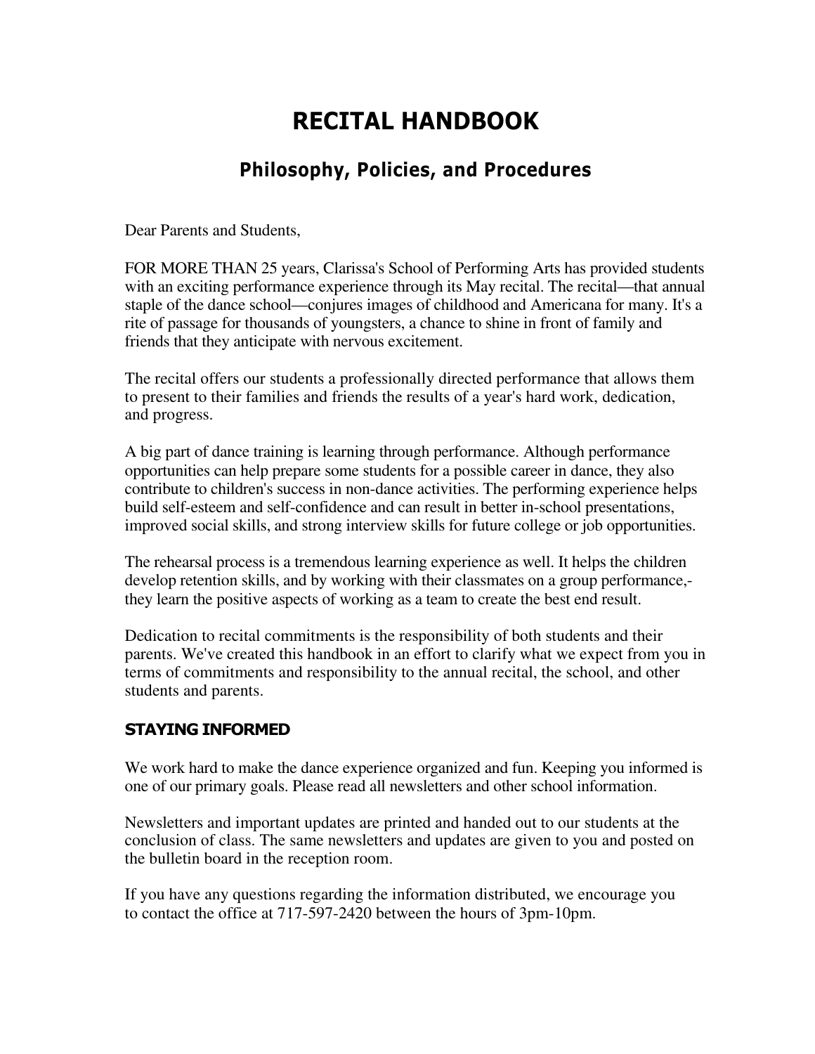# RECITAL HANDBOOK

## Philosophy, Policies, and Procedures

Dear Parents and Students,

FOR MORE THAN 25 years, Clarissa's School of Performing Arts has provided students with an exciting performance experience through its May recital. The recital—that annual staple of the dance school—conjures images of childhood and Americana for many. It's a rite of passage for thousands of youngsters, a chance to shine in front of family and friends that they anticipate with nervous excitement.

The recital offers our students a professionally directed performance that allows them to present to their families and friends the results of a year's hard work, dedication, and progress.

A big part of dance training is learning through performance. Although performance opportunities can help prepare some students for a possible career in dance, they also contribute to children's success in non-dance activities. The performing experience helps build self-esteem and self-confidence and can result in better in-school presentations, improved social skills, and strong interview skills for future college or job opportunities.

The rehearsal process is a tremendous learning experience as well. It helps the children develop retention skills, and by working with their classmates on a group performance,- they learn the positive aspects of working as a team to create the best end result.

Dedication to recital commitments is the responsibility of both students and their parents. We've created this handbook in an effort to clarify what we expect from you in terms of commitments and responsibility to the annual recital, the school, and other students and parents.

### STAYING INFORMED

We work hard to make the dance experience organized and fun. Keeping you informed is one of our primary goals. Please read all newsletters and other school information.

Newsletters and important updates are printed and handed out to our students at the conclusion of class. The same newsletters and updates are given to you and posted on the bulletin board in the reception room.

If you have any questions regarding the information distributed, we encourage you to contact the office at 717-597-2420 between the hours of 3pm-10pm.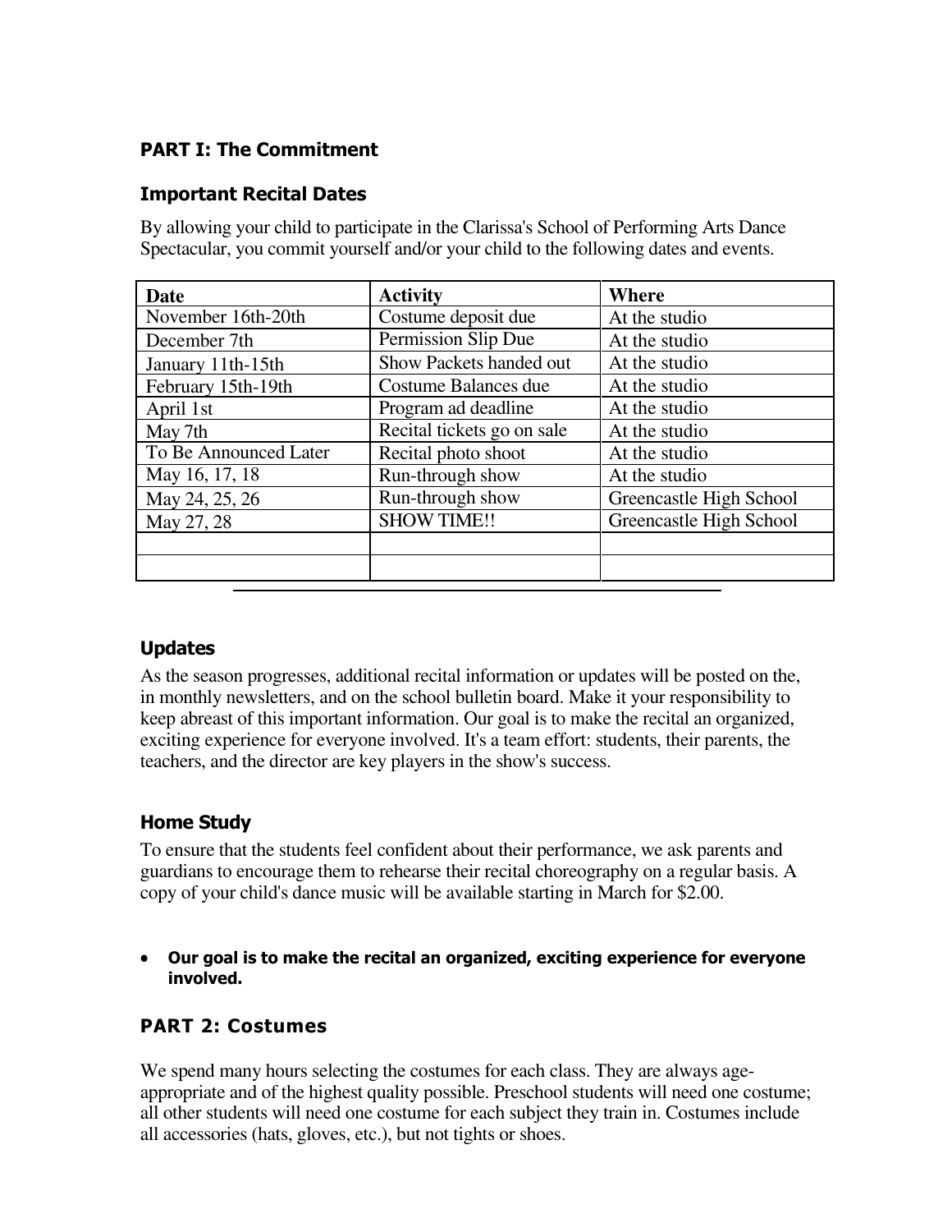## PART I: The Commitment

### Important Recital Dates

By allowing your child to participate in the Clarissa's School of Performing Arts Dance Spectacular, you commit yourself and/or your child to the following dates and events.

| Date | Activity | Where |
|---|---|---|
| November 16th-20th | Costume deposit due | At the studio |
| December 7th | Permission Slip Due | At the studio |
| January 11th-15th | Show Packets handed out | At the studio |
| February 15th-19th | Costume Balances due | At the studio |
| April 1st | Program ad deadline | At the studio |
| May 7th | Recital tickets go on sale | At the studio |
| To Be Announced Later | Recital photo shoot | At the studio |
| May 16, 17, 18 | Run-through show | At the studio |
| May 24, 25, 26 | Run-through show | Greencastle High School |
| May 27, 28 | SHOW TIME!! | Greencastle High School |
| | | |
| | | |

### Updates

As the season progresses, additional recital information or updates will be posted on the, in monthly newsletters, and on the school bulletin board. Make it your responsibility to keep abreast of this important information. Our goal is to make the recital an organized, exciting experience for everyone involved. It's a team effort: students, their parents, the teachers, and the director are key players in the show's success.

### Home Study

To ensure that the students feel confident about their performance, we ask parents and guardians to encourage them to rehearse their recital choreography on a regular basis. A copy of your child's dance music will be available starting in March for $2.00.

- **Our goal is to make the recital an organized, exciting experience for everyone involved.**

## PART 2: Costumes

We spend many hours selecting the costumes for each class. They are always age-appropriate and of the highest quality possible. Preschool students will need one costume; all other students will need one costume for each subject they train in. Costumes include all accessories (hats, gloves, etc.), but not tights or shoes.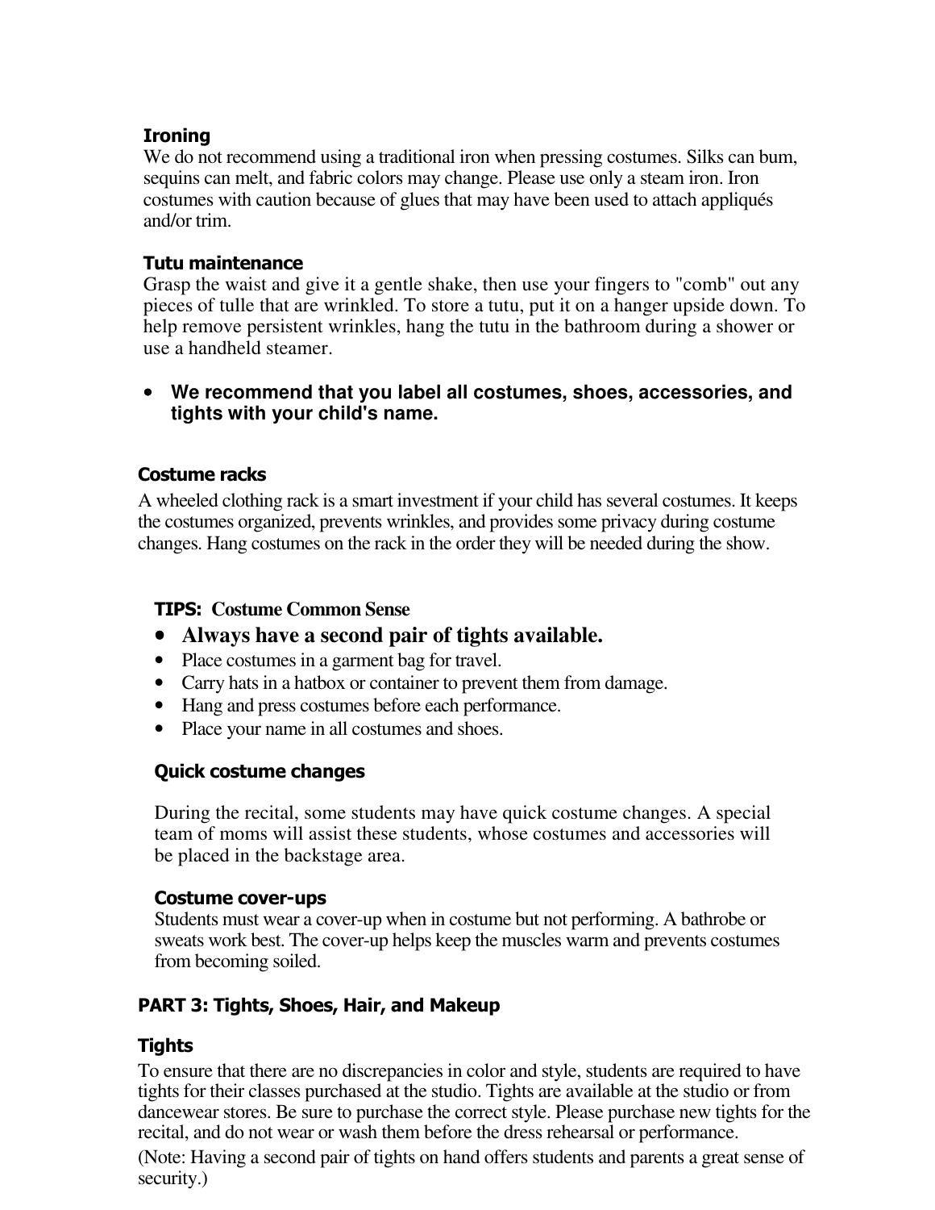### Ironing

We do not recommend using a traditional iron when pressing costumes. Silks can bum, sequins can melt, and fabric colors may change. Please use only a steam iron. Iron costumes with caution because of glues that may have been used to attach appliqués and/or trim.

### Tutu maintenance

Grasp the waist and give it a gentle shake, then use your fingers to "comb" out any pieces of tulle that are wrinkled. To store a tutu, put it on a hanger upside down. To help remove persistent wrinkles, hang the tutu in the bathroom during a shower or use a handheld steamer.

- **We recommend that you label all costumes, shoes, accessories, and tights with your child's name.**

### Costume racks

A wheeled clothing rack is a smart investment if your child has several costumes. It keeps the costumes organized, prevents wrinkles, and provides some privacy during costume changes. Hang costumes on the rack in the order they will be needed during the show.

### TIPS: Costume Common Sense

- **Always have a second pair of tights available.**
- Place costumes in a garment bag for travel.
- Carry hats in a hatbox or container to prevent them from damage.
- Hang and press costumes before each performance.
- Place your name in all costumes and shoes.

### Quick costume changes

During the recital, some students may have quick costume changes. A special team of moms will assist these students, whose costumes and accessories will be placed in the backstage area.

### Costume cover-ups

Students must wear a cover-up when in costume but not performing. A bathrobe or sweats work best. The cover-up helps keep the muscles warm and prevents costumes from becoming soiled.

## PART 3: Tights, Shoes, Hair, and Makeup

### Tights

To ensure that there are no discrepancies in color and style, students are required to have tights for their classes purchased at the studio. Tights are available at the studio or from dancewear stores. Be sure to purchase the correct style. Please purchase new tights for the recital, and do not wear or wash them before the dress rehearsal or performance.

(Note: Having a second pair of tights on hand offers students and parents a great sense of security.)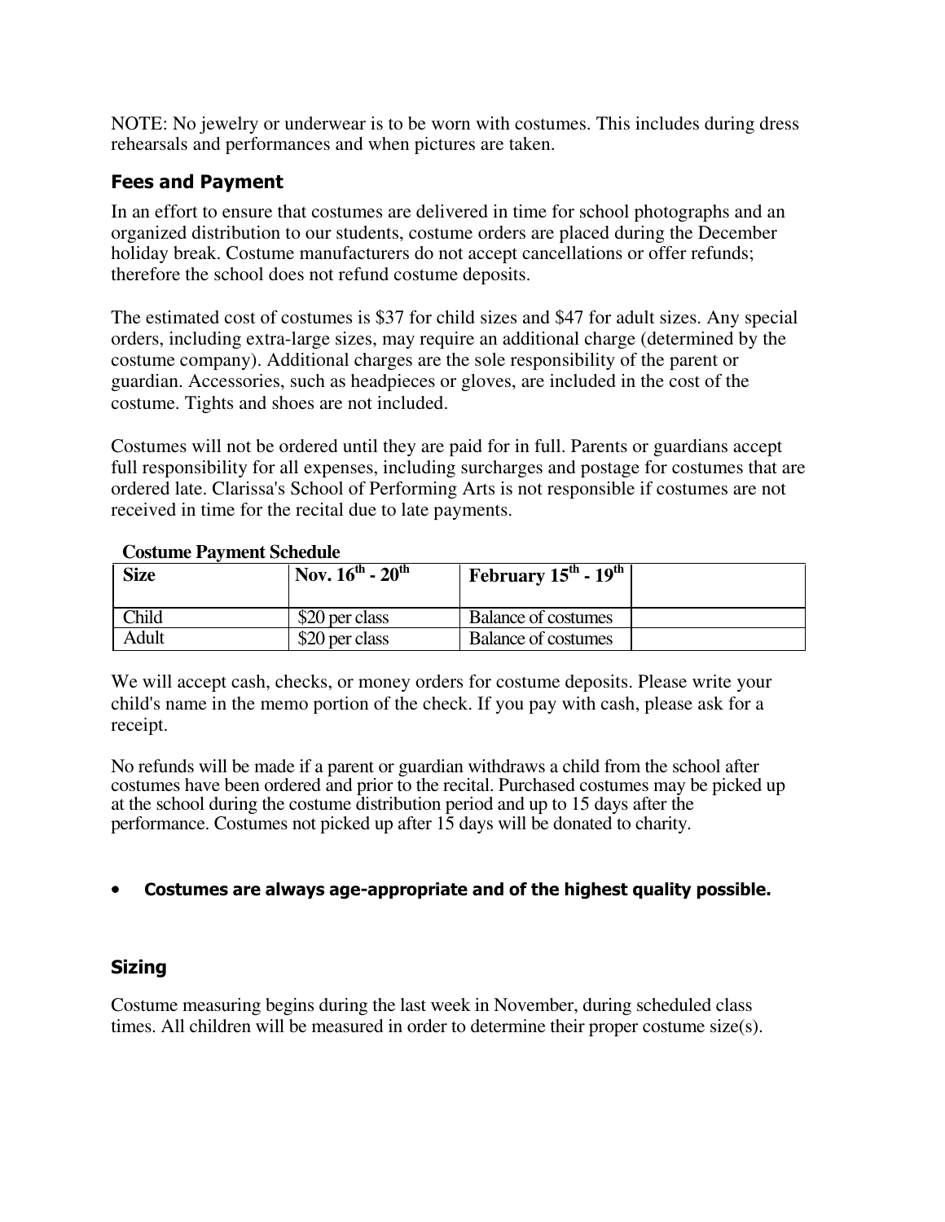NOTE: No jewelry or underwear is to be worn with costumes. This includes during dress rehearsals and performances and when pictures are taken.

## Fees and Payment

In an effort to ensure that costumes are delivered in time for school photographs and an organized distribution to our students, costume orders are placed during the December holiday break. Costume manufacturers do not accept cancellations or offer refunds; therefore the school does not refund costume deposits.

The estimated cost of costumes is $37 for child sizes and $47 for adult sizes. Any special orders, including extra-large sizes, may require an additional charge (determined by the costume company). Additional charges are the sole responsibility of the parent or guardian. Accessories, such as headpieces or gloves, are included in the cost of the costume. Tights and shoes are not included.

Costumes will not be ordered until they are paid for in full. Parents or guardians accept full responsibility for all expenses, including surcharges and postage for costumes that are ordered late. Clarissa's School of Performing Arts is not responsible if costumes are not received in time for the recital due to late payments.

**Costume Payment Schedule**

| **Size** | **Nov. 16th - 20th** | **February 15th - 19th** | |
|---|---|---|---|
| Child | $20 per class | Balance of costumes | |
| Adult | $20 per class | Balance of costumes | |

We will accept cash, checks, or money orders for costume deposits. Please write your child's name in the memo portion of the check. If you pay with cash, please ask for a receipt.

No refunds will be made if a parent or guardian withdraws a child from the school after costumes have been ordered and prior to the recital. Purchased costumes may be picked up at the school during the costume distribution period and up to 15 days after the performance. Costumes not picked up after 15 days will be donated to charity.

- **Costumes are always age-appropriate and of the highest quality possible.**

## Sizing

Costume measuring begins during the last week in November, during scheduled class times. All children will be measured in order to determine their proper costume size(s).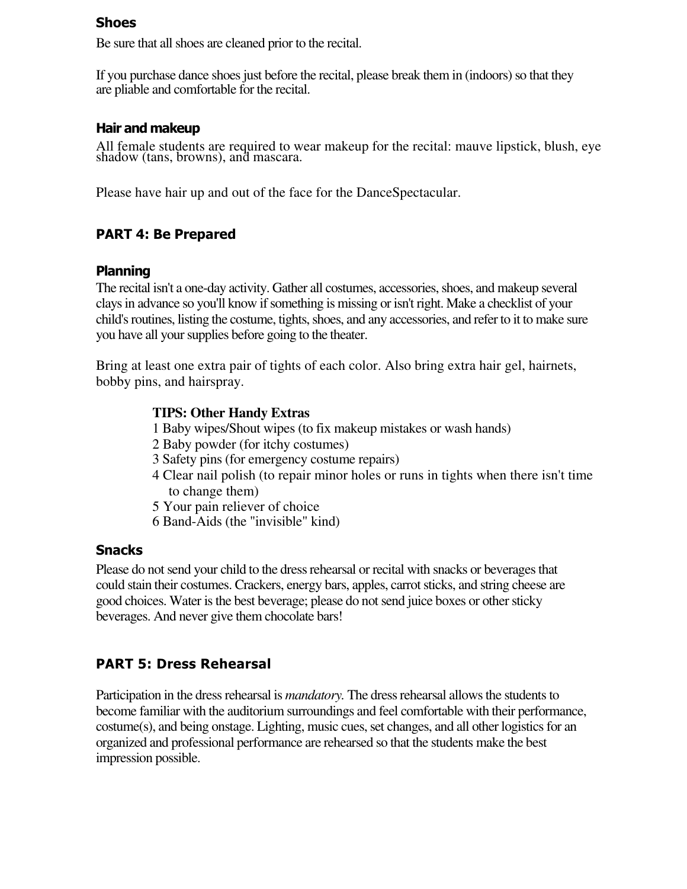### Shoes

Be sure that all shoes are cleaned prior to the recital.

If you purchase dance shoes just before the recital, please break them in (indoors) so that they are pliable and comfortable for the recital.

### Hair and makeup

All female students are required to wear makeup for the recital: mauve lipstick, blush, eye shadow (tans, browns), and mascara.

Please have hair up and out of the face for the DanceSpectacular.

## PART 4: Be Prepared

### Planning

The recital isn't a one-day activity. Gather all costumes, accessories, shoes, and makeup several clays in advance so you'll know if something is missing or isn't right. Make a checklist of your child's routines, listing the costume, tights, shoes, and any accessories, and refer to it to make sure you have all your supplies before going to the theater.

Bring at least one extra pair of tights of each color. Also bring extra hair gel, hairnets, bobby pins, and hairspray.

**TIPS: Other Handy Extras**

1 Baby wipes/Shout wipes (to fix makeup mistakes or wash hands)
2 Baby powder (for itchy costumes)
3 Safety pins (for emergency costume repairs)
4 Clear nail polish (to repair minor holes or runs in tights when there isn't time to change them)
5 Your pain reliever of choice
6 Band-Aids (the "invisible" kind)

### Snacks

Please do not send your child to the dress rehearsal or recital with snacks or beverages that could stain their costumes. Crackers, energy bars, apples, carrot sticks, and string cheese are good choices. Water is the best beverage; please do not send juice boxes or other sticky beverages. And never give them chocolate bars!

## PART 5: Dress Rehearsal

Participation in the dress rehearsal is *mandatory.* The dress rehearsal allows the students to become familiar with the auditorium surroundings and feel comfortable with their performance, costume(s), and being onstage. Lighting, music cues, set changes, and all other logistics for an organized and professional performance are rehearsed so that the students make the best impression possible.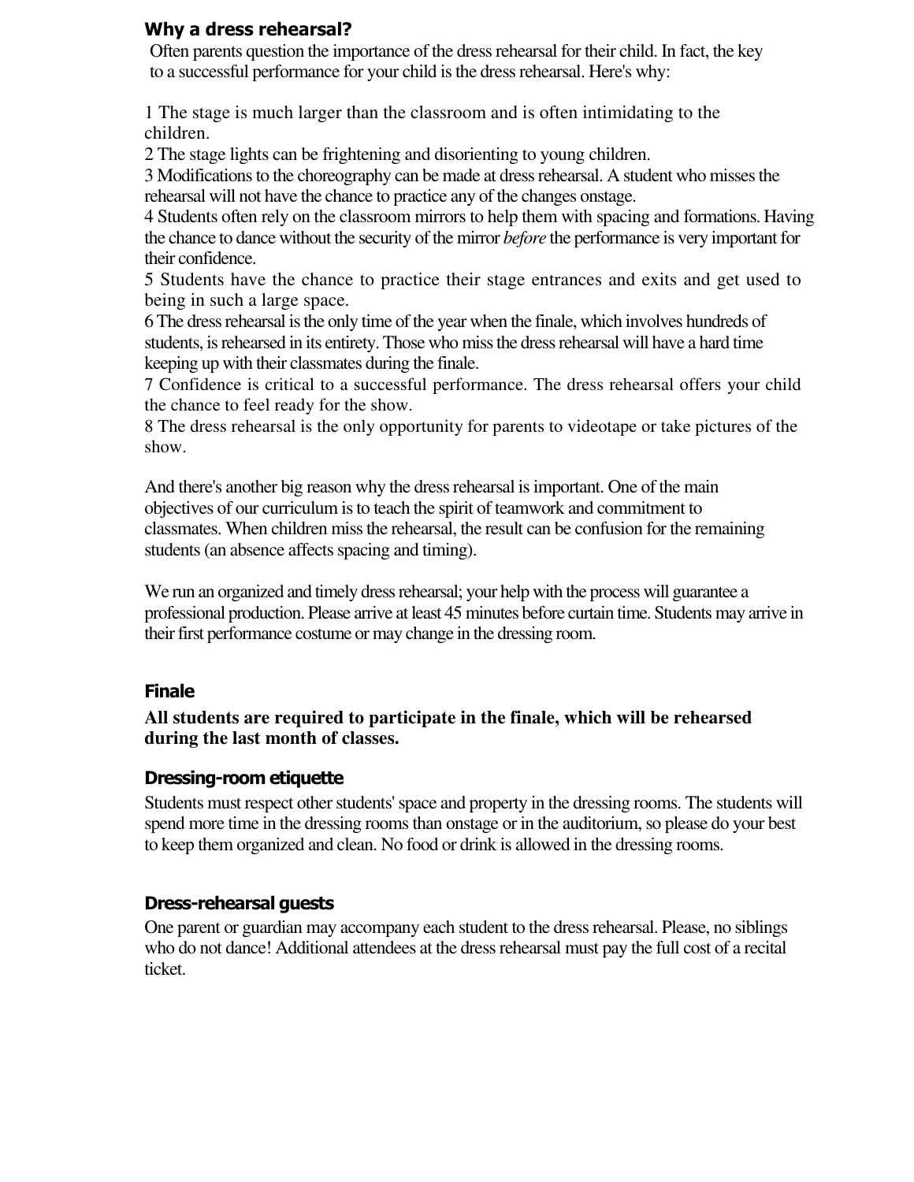## Why a dress rehearsal?

Often parents question the importance of the dress rehearsal for their child. In fact, the key to a successful performance for your child is the dress rehearsal. Here's why:

1 The stage is much larger than the classroom and is often intimidating to the children.
2 The stage lights can be frightening and disorienting to young children.
3 Modifications to the choreography can be made at dress rehearsal. A student who misses the rehearsal will not have the chance to practice any of the changes onstage.
4 Students often rely on the classroom mirrors to help them with spacing and formations. Having the chance to dance without the security of the mirror *before* the performance is very important for their confidence.
5 Students have the chance to practice their stage entrances and exits and get used to being in such a large space.
6 The dress rehearsal is the only time of the year when the finale, which involves hundreds of students, is rehearsed in its entirety. Those who miss the dress rehearsal will have a hard time keeping up with their classmates during the finale.
7 Confidence is critical to a successful performance. The dress rehearsal offers your child the chance to feel ready for the show.
8 The dress rehearsal is the only opportunity for parents to videotape or take pictures of the show.

And there's another big reason why the dress rehearsal is important. One of the main objectives of our curriculum is to teach the spirit of teamwork and commitment to classmates. When children miss the rehearsal, the result can be confusion for the remaining students (an absence affects spacing and timing).

We run an organized and timely dress rehearsal; your help with the process will guarantee a professional production. Please arrive at least 45 minutes before curtain time. Students may arrive in their first performance costume or may change in the dressing room.

## Finale

**All students are required to participate in the finale, which will be rehearsed during the last month of classes.**

## Dressing-room etiquette

Students must respect other students' space and property in the dressing rooms. The students will spend more time in the dressing rooms than onstage or in the auditorium, so please do your best to keep them organized and clean. No food or drink is allowed in the dressing rooms.

## Dress-rehearsal guests

One parent or guardian may accompany each student to the dress rehearsal. Please, no siblings who do not dance! Additional attendees at the dress rehearsal must pay the full cost of a recital ticket.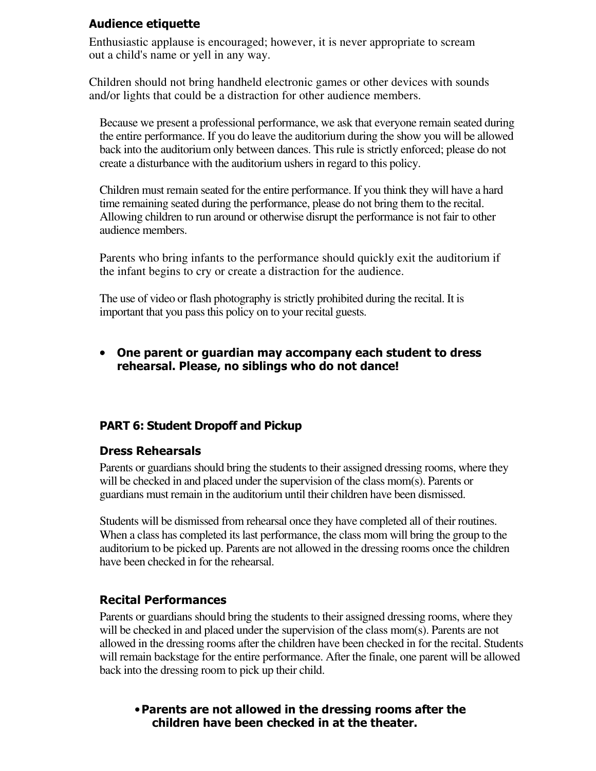### Audience etiquette

Enthusiastic applause is encouraged; however, it is never appropriate to scream out a child's name or yell in any way.

Children should not bring handheld electronic games or other devices with sounds and/or lights that could be a distraction for other audience members.

Because we present a professional performance, we ask that everyone remain seated during the entire performance. If you do leave the auditorium during the show you will be allowed back into the auditorium only between dances. This rule is strictly enforced; please do not create a disturbance with the auditorium ushers in regard to this policy.

Children must remain seated for the entire performance. If you think they will have a hard time remaining seated during the performance, please do not bring them to the recital. Allowing children to run around or otherwise disrupt the performance is not fair to other audience members.

Parents who bring infants to the performance should quickly exit the auditorium if the infant begins to cry or create a distraction for the audience.

The use of video or flash photography is strictly prohibited during the recital. It is important that you pass this policy on to your recital guests.

- **One parent or guardian may accompany each student to dress rehearsal. Please, no siblings who do not dance!**

## PART 6: Student Dropoff and Pickup

### Dress Rehearsals

Parents or guardians should bring the students to their assigned dressing rooms, where they will be checked in and placed under the supervision of the class mom(s). Parents or guardians must remain in the auditorium until their children have been dismissed.

Students will be dismissed from rehearsal once they have completed all of their routines. When a class has completed its last performance, the class mom will bring the group to the auditorium to be picked up. Parents are not allowed in the dressing rooms once the children have been checked in for the rehearsal.

### Recital Performances

Parents or guardians should bring the students to their assigned dressing rooms, where they will be checked in and placed under the supervision of the class mom(s). Parents are not allowed in the dressing rooms after the children have been checked in for the recital. Students will remain backstage for the entire performance. After the finale, one parent will be allowed back into the dressing room to pick up their child.

- **Parents are not allowed in the dressing rooms after the children have been checked in at the theater.**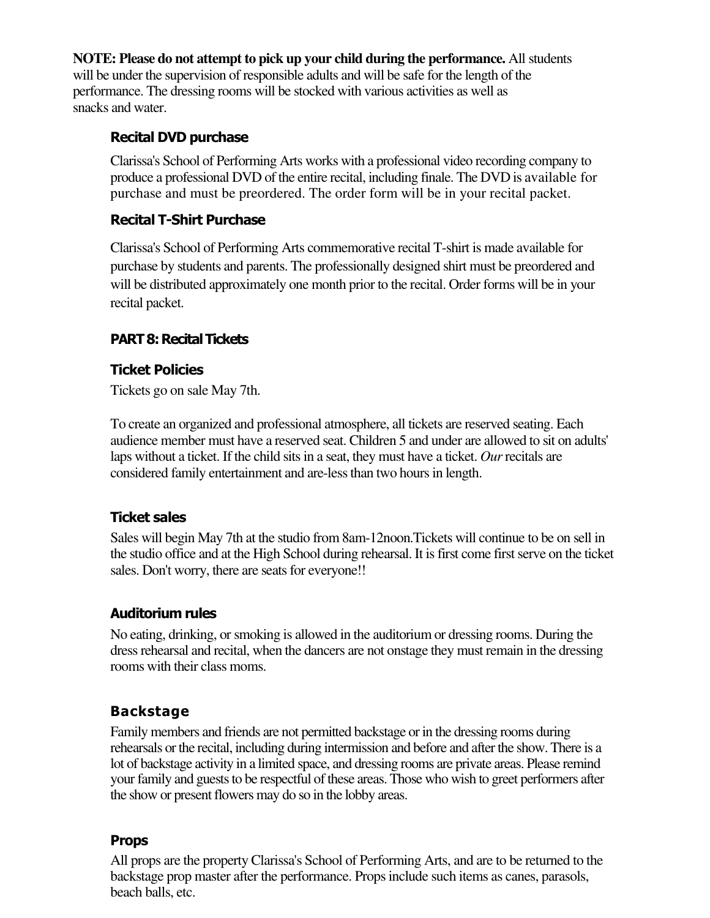**NOTE: Please do not attempt to pick up your child during the performance.** All students will be under the supervision of responsible adults and will be safe for the length of the performance. The dressing rooms will be stocked with various activities as well as snacks and water.

### Recital DVD purchase

Clarissa's School of Performing Arts works with a professional video recording company to produce a professional DVD of the entire recital, including finale. The DVD is available for purchase and must be preordered. The order form will be in your recital packet.

### Recital T-Shirt Purchase

Clarissa's School of Performing Arts commemorative recital T-shirt is made available for purchase by students and parents. The professionally designed shirt must be preordered and will be distributed approximately one month prior to the recital. Order forms will be in your recital packet.

## PART 8: Recital Tickets

### Ticket Policies

Tickets go on sale May 7th.

To create an organized and professional atmosphere, all tickets are reserved seating. Each audience member must have a reserved seat. Children 5 and under are allowed to sit on adults' laps without a ticket. If the child sits in a seat, they must have a ticket. *Our* recitals are considered family entertainment and are-less than two hours in length.

### Ticket sales

Sales will begin May 7th at the studio from 8am-12noon.Tickets will continue to be on sell in the studio office and at the High School during rehearsal. It is first come first serve on the ticket sales. Don't worry, there are seats for everyone!!

### Auditorium rules

No eating, drinking, or smoking is allowed in the auditorium or dressing rooms. During the dress rehearsal and recital, when the dancers are not onstage they must remain in the dressing rooms with their class moms.

### Backstage

Family members and friends are not permitted backstage or in the dressing rooms during rehearsals or the recital, including during intermission and before and after the show. There is a lot of backstage activity in a limited space, and dressing rooms are private areas. Please remind your family and guests to be respectful of these areas. Those who wish to greet performers after the show or present flowers may do so in the lobby areas.

### Props

All props are the property Clarissa's School of Performing Arts, and are to be returned to the backstage prop master after the performance. Props include such items as canes, parasols, beach balls, etc.